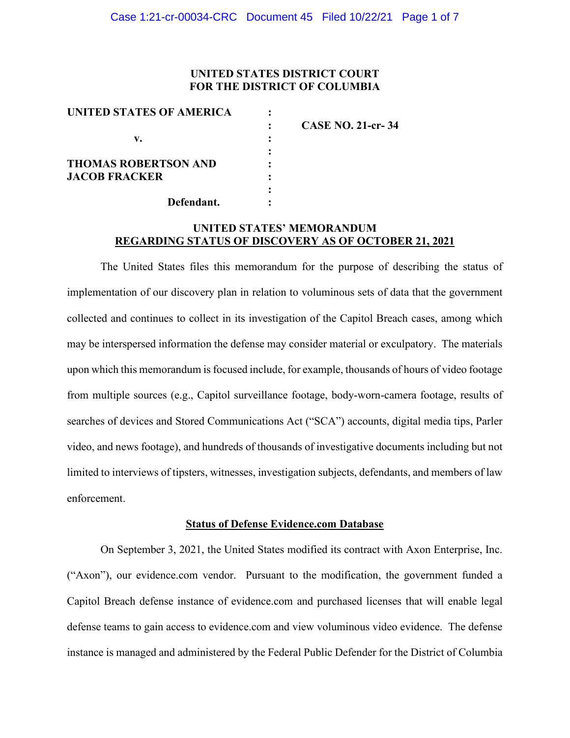**UNITED STATES DISTRICT COURT**
**FOR THE DISTRICT OF COLUMBIA**

| | | |
|---|---|---|
| **UNITED STATES OF AMERICA** | : | |
| | : | **CASE NO. 21-cr- 34** |
| **v.** | : | |
| | : | |
| **THOMAS ROBERTSON AND** | : | |
| **JACOB FRACKER** | : | |
| | : | |
| **Defendant.** | : | |

**UNITED STATES' MEMORANDUM**
**REGARDING STATUS OF DISCOVERY AS OF OCTOBER 21, 2021**

The United States files this memorandum for the purpose of describing the status of implementation of our discovery plan in relation to voluminous sets of data that the government collected and continues to collect in its investigation of the Capitol Breach cases, among which may be interspersed information the defense may consider material or exculpatory. The materials upon which this memorandum is focused include, for example, thousands of hours of video footage from multiple sources (e.g., Capitol surveillance footage, body-worn-camera footage, results of searches of devices and Stored Communications Act ("SCA") accounts, digital media tips, Parler video, and news footage), and hundreds of thousands of investigative documents including but not limited to interviews of tipsters, witnesses, investigation subjects, defendants, and members of law enforcement.

**Status of Defense Evidence.com Database**

On September 3, 2021, the United States modified its contract with Axon Enterprise, Inc. ("Axon"), our evidence.com vendor. Pursuant to the modification, the government funded a Capitol Breach defense instance of evidence.com and purchased licenses that will enable legal defense teams to gain access to evidence.com and view voluminous video evidence. The defense instance is managed and administered by the Federal Public Defender for the District of Columbia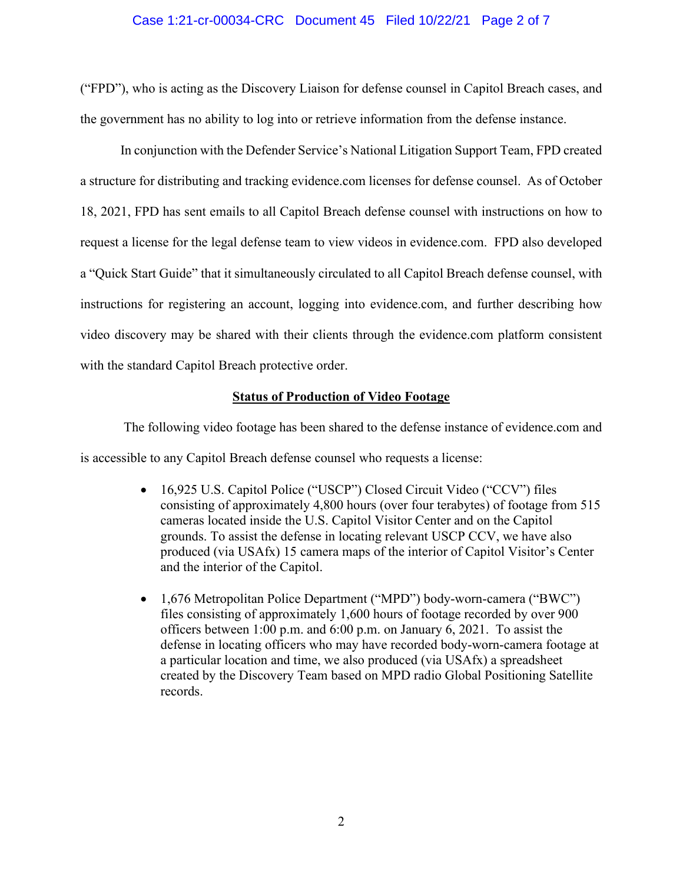("FPD"), who is acting as the Discovery Liaison for defense counsel in Capitol Breach cases, and the government has no ability to log into or retrieve information from the defense instance.

In conjunction with the Defender Service's National Litigation Support Team, FPD created a structure for distributing and tracking evidence.com licenses for defense counsel. As of October 18, 2021, FPD has sent emails to all Capitol Breach defense counsel with instructions on how to request a license for the legal defense team to view videos in evidence.com. FPD also developed a "Quick Start Guide" that it simultaneously circulated to all Capitol Breach defense counsel, with instructions for registering an account, logging into evidence.com, and further describing how video discovery may be shared with their clients through the evidence.com platform consistent with the standard Capitol Breach protective order.

**<u>Status of Production of Video Footage</u>**

The following video footage has been shared to the defense instance of evidence.com and is accessible to any Capitol Breach defense counsel who requests a license:

- 16,925 U.S. Capitol Police ("USCP") Closed Circuit Video ("CCV") files consisting of approximately 4,800 hours (over four terabytes) of footage from 515 cameras located inside the U.S. Capitol Visitor Center and on the Capitol grounds. To assist the defense in locating relevant USCP CCV, we have also produced (via USAfx) 15 camera maps of the interior of Capitol Visitor's Center and the interior of the Capitol.

- 1,676 Metropolitan Police Department ("MPD") body-worn-camera ("BWC") files consisting of approximately 1,600 hours of footage recorded by over 900 officers between 1:00 p.m. and 6:00 p.m. on January 6, 2021. To assist the defense in locating officers who may have recorded body-worn-camera footage at a particular location and time, we also produced (via USAfx) a spreadsheet created by the Discovery Team based on MPD radio Global Positioning Satellite records.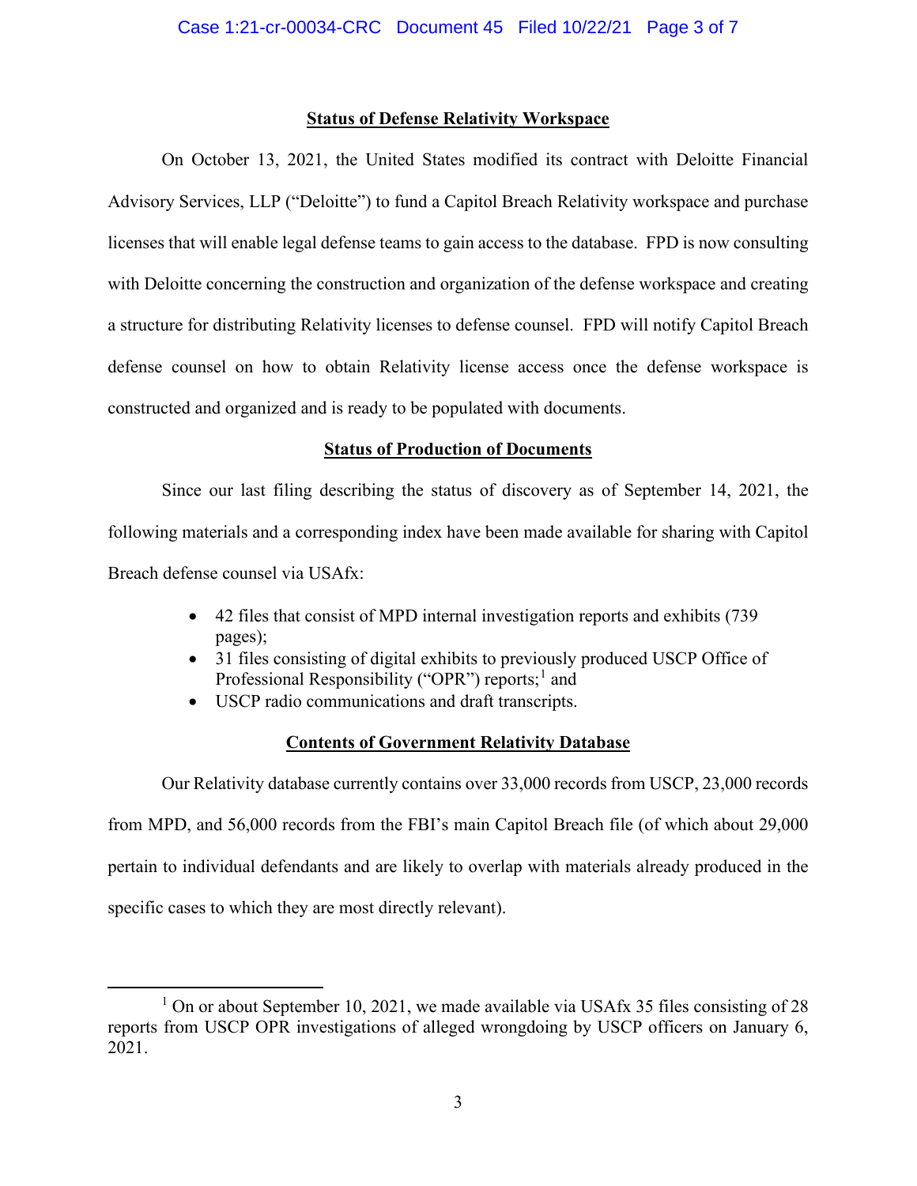**Status of Defense Relativity Workspace**

On October 13, 2021, the United States modified its contract with Deloitte Financial Advisory Services, LLP ("Deloitte") to fund a Capitol Breach Relativity workspace and purchase licenses that will enable legal defense teams to gain access to the database. FPD is now consulting with Deloitte concerning the construction and organization of the defense workspace and creating a structure for distributing Relativity licenses to defense counsel. FPD will notify Capitol Breach defense counsel on how to obtain Relativity license access once the defense workspace is constructed and organized and is ready to be populated with documents.

**Status of Production of Documents**

Since our last filing describing the status of discovery as of September 14, 2021, the following materials and a corresponding index have been made available for sharing with Capitol Breach defense counsel via USAfx:

- 42 files that consist of MPD internal investigation reports and exhibits (739 pages);
- 31 files consisting of digital exhibits to previously produced USCP Office of Professional Responsibility ("OPR") reports;[1] and
- USCP radio communications and draft transcripts.

**Contents of Government Relativity Database**

Our Relativity database currently contains over 33,000 records from USCP, 23,000 records from MPD, and 56,000 records from the FBI's main Capitol Breach file (of which about 29,000 pertain to individual defendants and are likely to overlap with materials already produced in the specific cases to which they are most directly relevant).

[1] On or about September 10, 2021, we made available via USAfx 35 files consisting of 28 reports from USCP OPR investigations of alleged wrongdoing by USCP officers on January 6, 2021.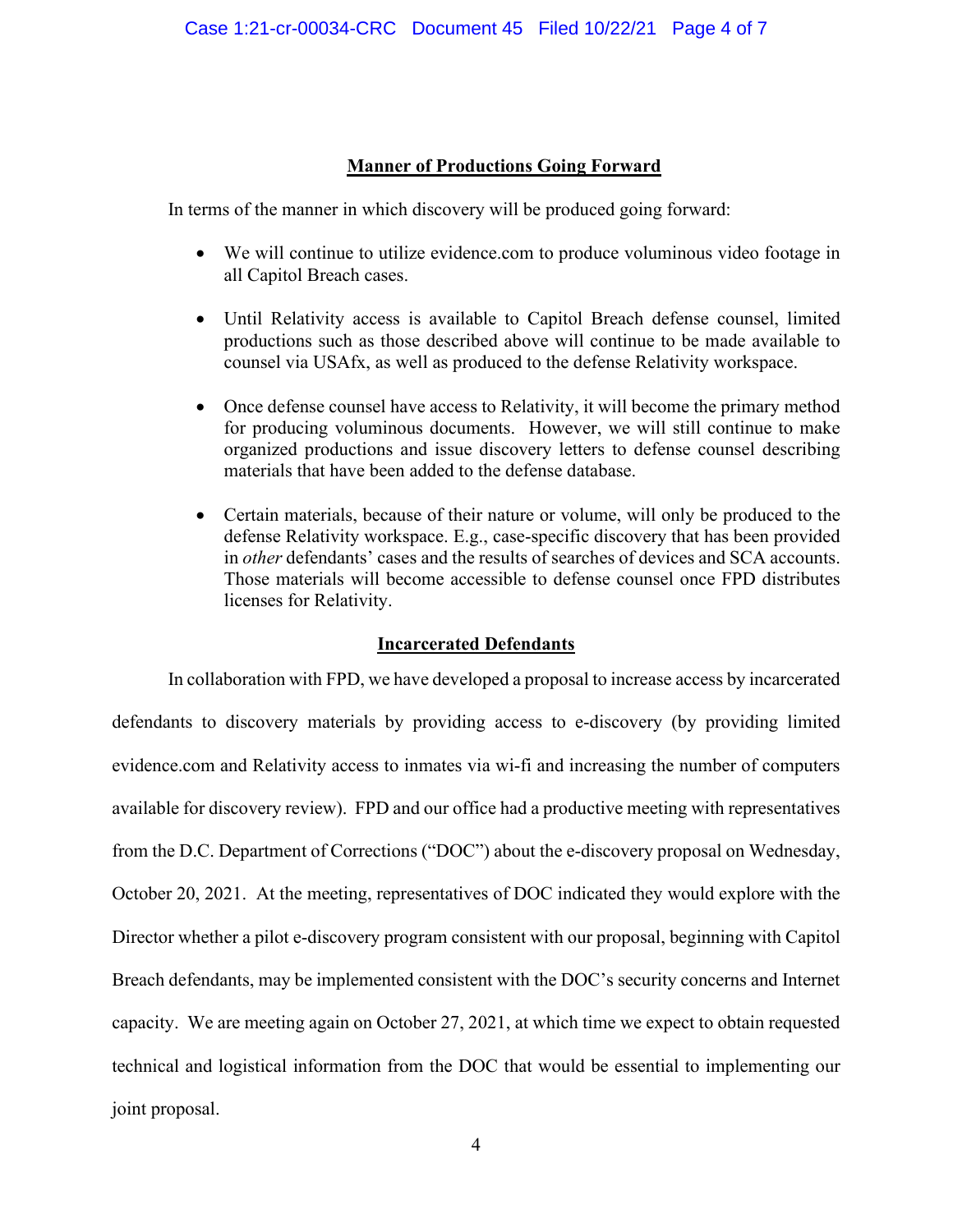## Manner of Productions Going Forward

In terms of the manner in which discovery will be produced going forward:

- We will continue to utilize evidence.com to produce voluminous video footage in all Capitol Breach cases.
- Until Relativity access is available to Capitol Breach defense counsel, limited productions such as those described above will continue to be made available to counsel via USAfx, as well as produced to the defense Relativity workspace.
- Once defense counsel have access to Relativity, it will become the primary method for producing voluminous documents. However, we will still continue to make organized productions and issue discovery letters to defense counsel describing materials that have been added to the defense database.
- Certain materials, because of their nature or volume, will only be produced to the defense Relativity workspace. E.g., case-specific discovery that has been provided in *other* defendants' cases and the results of searches of devices and SCA accounts. Those materials will become accessible to defense counsel once FPD distributes licenses for Relativity.

## Incarcerated Defendants

In collaboration with FPD, we have developed a proposal to increase access by incarcerated defendants to discovery materials by providing access to e-discovery (by providing limited evidence.com and Relativity access to inmates via wi-fi and increasing the number of computers available for discovery review). FPD and our office had a productive meeting with representatives from the D.C. Department of Corrections ("DOC") about the e-discovery proposal on Wednesday, October 20, 2021. At the meeting, representatives of DOC indicated they would explore with the Director whether a pilot e-discovery program consistent with our proposal, beginning with Capitol Breach defendants, may be implemented consistent with the DOC's security concerns and Internet capacity. We are meeting again on October 27, 2021, at which time we expect to obtain requested technical and logistical information from the DOC that would be essential to implementing our joint proposal.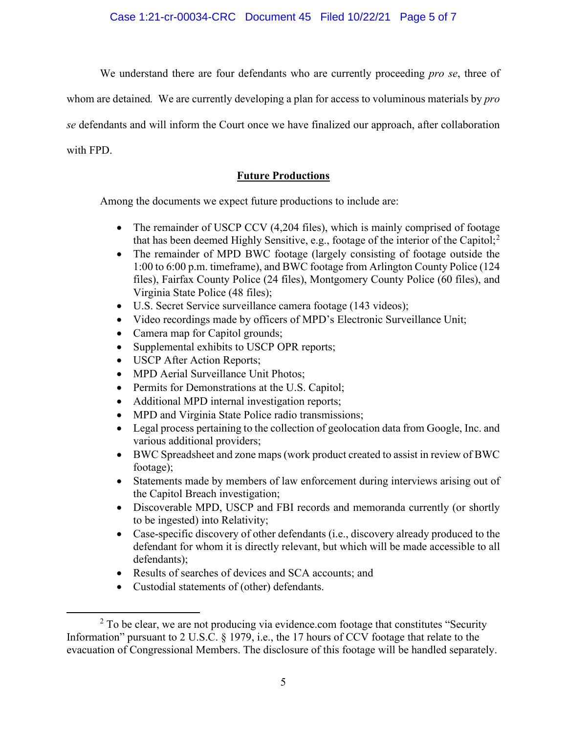We understand there are four defendants who are currently proceeding *pro se*, three of whom are detained. We are currently developing a plan for access to voluminous materials by *pro se* defendants and will inform the Court once we have finalized our approach, after collaboration with FPD.

## **Future Productions**

Among the documents we expect future productions to include are:

- The remainder of USCP CCV (4,204 files), which is mainly comprised of footage that has been deemed Highly Sensitive, e.g., footage of the interior of the Capitol;[2]
- The remainder of MPD BWC footage (largely consisting of footage outside the 1:00 to 6:00 p.m. timeframe), and BWC footage from Arlington County Police (124 files), Fairfax County Police (24 files), Montgomery County Police (60 files), and Virginia State Police (48 files);
- U.S. Secret Service surveillance camera footage (143 videos);
- Video recordings made by officers of MPD's Electronic Surveillance Unit;
- Camera map for Capitol grounds;
- Supplemental exhibits to USCP OPR reports;
- USCP After Action Reports;
- MPD Aerial Surveillance Unit Photos;
- Permits for Demonstrations at the U.S. Capitol;
- Additional MPD internal investigation reports;
- MPD and Virginia State Police radio transmissions;
- Legal process pertaining to the collection of geolocation data from Google, Inc. and various additional providers;
- BWC Spreadsheet and zone maps (work product created to assist in review of BWC footage);
- Statements made by members of law enforcement during interviews arising out of the Capitol Breach investigation;
- Discoverable MPD, USCP and FBI records and memoranda currently (or shortly to be ingested) into Relativity;
- Case-specific discovery of other defendants (i.e., discovery already produced to the defendant for whom it is directly relevant, but which will be made accessible to all defendants);
- Results of searches of devices and SCA accounts; and
- Custodial statements of (other) defendants.

---

[2] To be clear, we are not producing via evidence.com footage that constitutes "Security Information" pursuant to 2 U.S.C. § 1979, i.e., the 17 hours of CCV footage that relate to the evacuation of Congressional Members. The disclosure of this footage will be handled separately.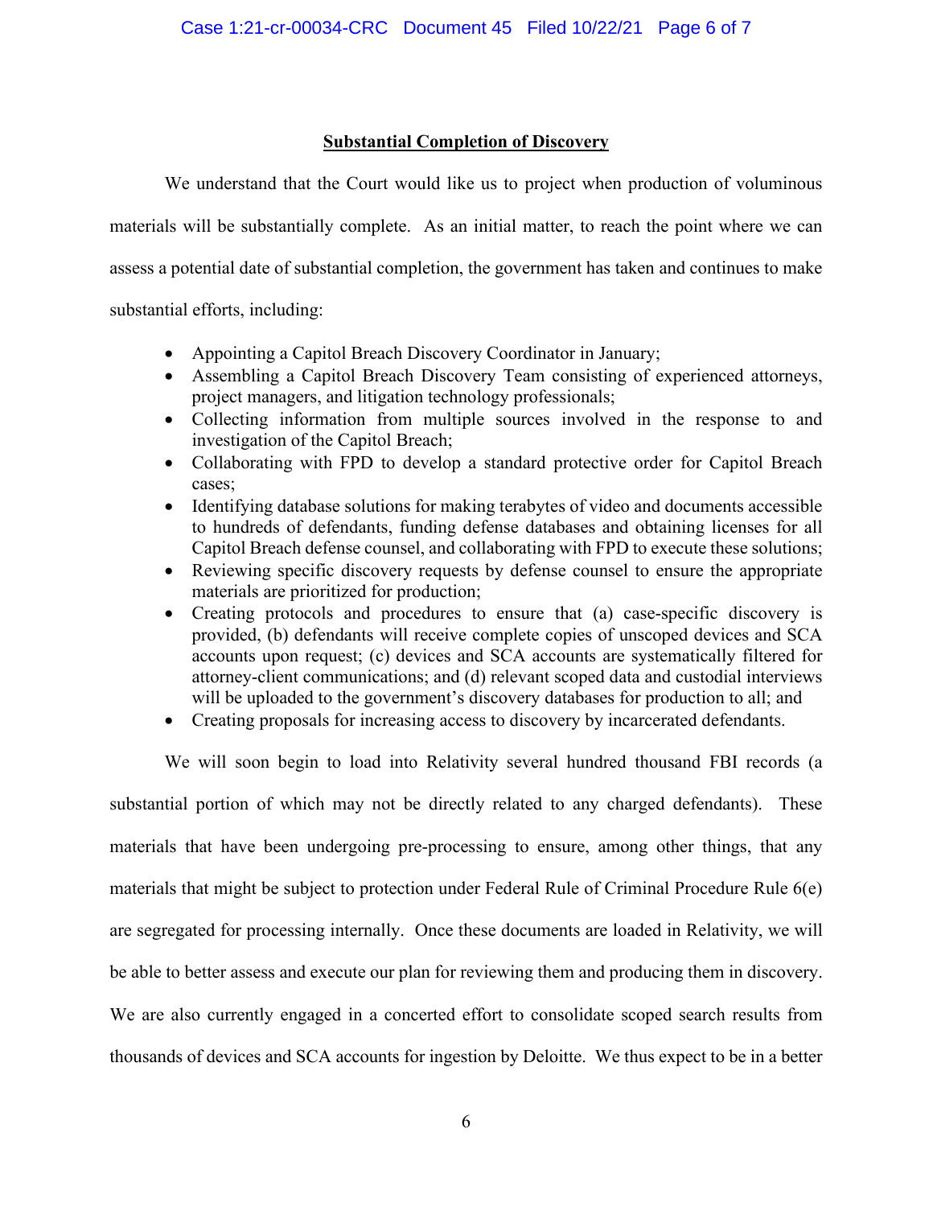## Substantial Completion of Discovery

We understand that the Court would like us to project when production of voluminous materials will be substantially complete. As an initial matter, to reach the point where we can assess a potential date of substantial completion, the government has taken and continues to make substantial efforts, including:

- Appointing a Capitol Breach Discovery Coordinator in January;
- Assembling a Capitol Breach Discovery Team consisting of experienced attorneys, project managers, and litigation technology professionals;
- Collecting information from multiple sources involved in the response to and investigation of the Capitol Breach;
- Collaborating with FPD to develop a standard protective order for Capitol Breach cases;
- Identifying database solutions for making terabytes of video and documents accessible to hundreds of defendants, funding defense databases and obtaining licenses for all Capitol Breach defense counsel, and collaborating with FPD to execute these solutions;
- Reviewing specific discovery requests by defense counsel to ensure the appropriate materials are prioritized for production;
- Creating protocols and procedures to ensure that (a) case-specific discovery is provided, (b) defendants will receive complete copies of unscoped devices and SCA accounts upon request; (c) devices and SCA accounts are systematically filtered for attorney-client communications; and (d) relevant scoped data and custodial interviews will be uploaded to the government's discovery databases for production to all; and
- Creating proposals for increasing access to discovery by incarcerated defendants.

We will soon begin to load into Relativity several hundred thousand FBI records (a substantial portion of which may not be directly related to any charged defendants). These materials that have been undergoing pre-processing to ensure, among other things, that any materials that might be subject to protection under Federal Rule of Criminal Procedure Rule 6(e) are segregated for processing internally. Once these documents are loaded in Relativity, we will be able to better assess and execute our plan for reviewing them and producing them in discovery. We are also currently engaged in a concerted effort to consolidate scoped search results from thousands of devices and SCA accounts for ingestion by Deloitte. We thus expect to be in a better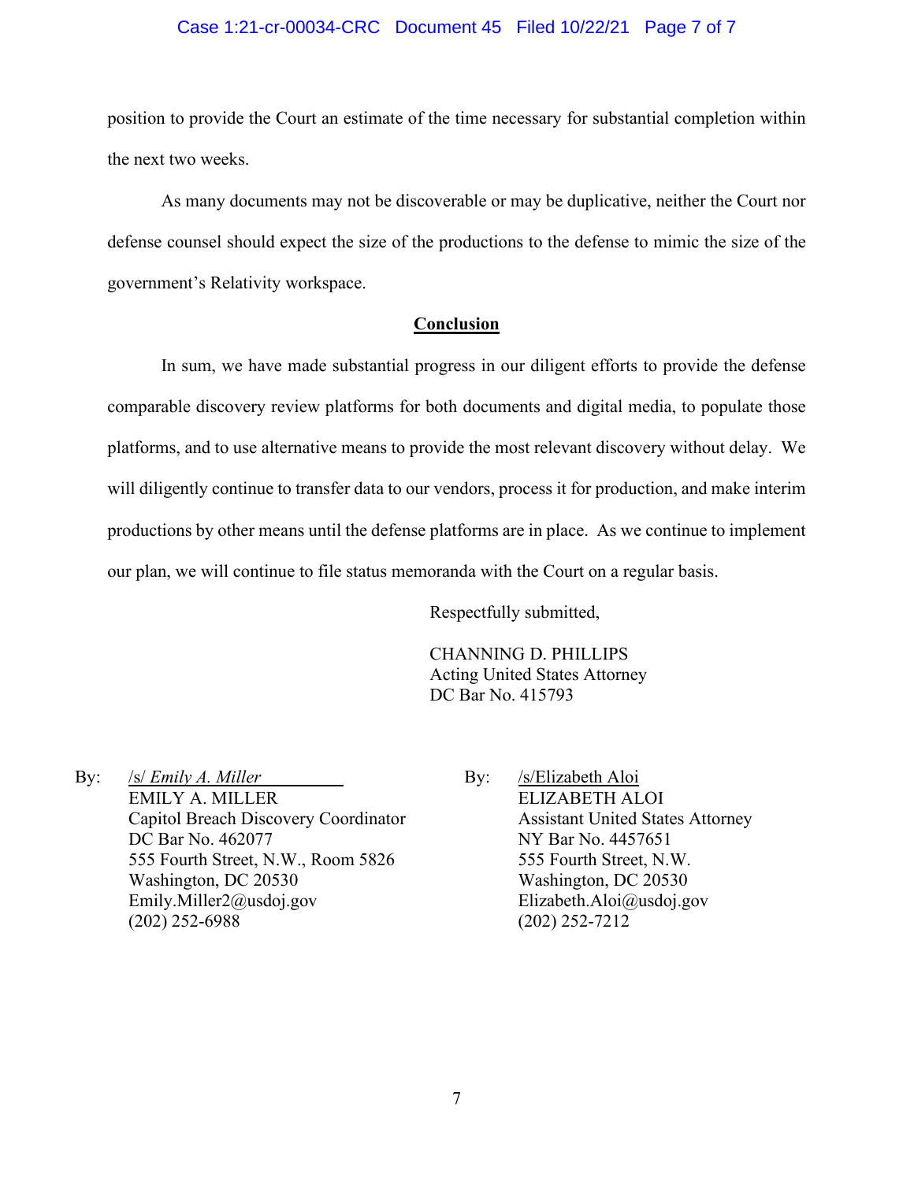position to provide the Court an estimate of the time necessary for substantial completion within the next two weeks.

As many documents may not be discoverable or may be duplicative, neither the Court nor defense counsel should expect the size of the productions to the defense to mimic the size of the government's Relativity workspace.

**Conclusion**

In sum, we have made substantial progress in our diligent efforts to provide the defense comparable discovery review platforms for both documents and digital media, to populate those platforms, and to use alternative means to provide the most relevant discovery without delay. We will diligently continue to transfer data to our vendors, process it for production, and make interim productions by other means until the defense platforms are in place. As we continue to implement our plan, we will continue to file status memoranda with the Court on a regular basis.

Respectfully submitted,

CHANNING D. PHILLIPS
Acting United States Attorney
DC Bar No. 415793

By: /s/ *Emily A. Miller*
EMILY A. MILLER
Capitol Breach Discovery Coordinator
DC Bar No. 462077
555 Fourth Street, N.W., Room 5826
Washington, DC 20530
Emily.Miller2@usdoj.gov
(202) 252-6988

By: /s/Elizabeth Aloi
ELIZABETH ALOI
Assistant United States Attorney
NY Bar No. 4457651
555 Fourth Street, N.W.
Washington, DC 20530
Elizabeth.Aloi@usdoj.gov
(202) 252-7212